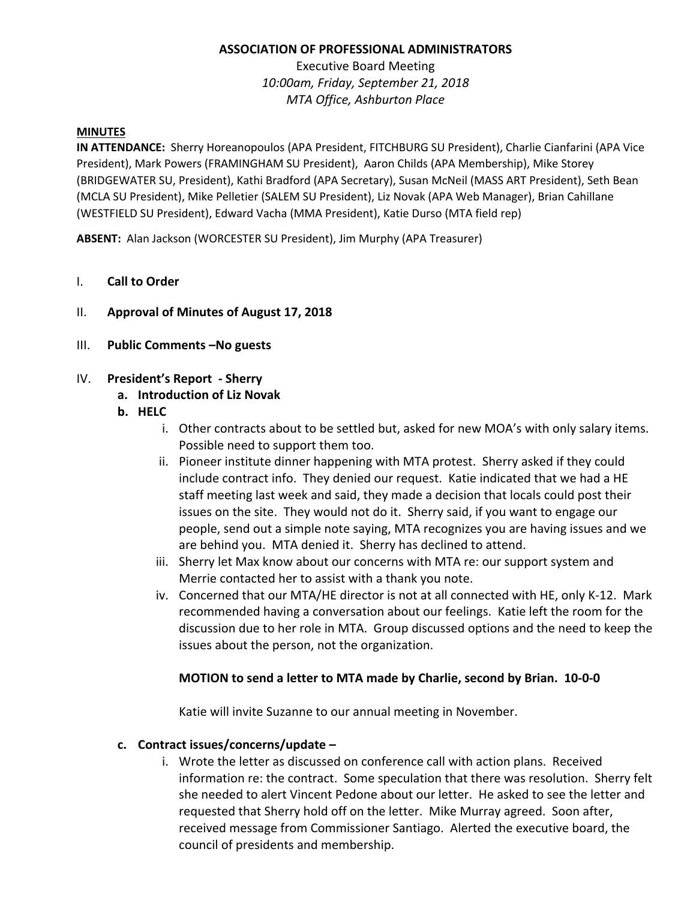**ASSOCIATION OF PROFESSIONAL ADMINISTRATORS**

Executive Board Meeting

*10:00am, Friday, September 21, 2018*

*MTA Office, Ashburton Place*

**MINUTES**

**IN ATTENDANCE:** Sherry Horeanopoulos (APA President, FITCHBURG SU President), Charlie Cianfarini (APA Vice President), Mark Powers (FRAMINGHAM SU President), Aaron Childs (APA Membership), Mike Storey (BRIDGEWATER SU, President), Kathi Bradford (APA Secretary), Susan McNeil (MASS ART President), Seth Bean (MCLA SU President), Mike Pelletier (SALEM SU President), Liz Novak (APA Web Manager), Brian Cahillane (WESTFIELD SU President), Edward Vacha (MMA President), Katie Durso (MTA field rep)

**ABSENT:** Alan Jackson (WORCESTER SU President), Jim Murphy (APA Treasurer)

I. **Call to Order**

II. **Approval of Minutes of August 17, 2018**

III. **Public Comments –No guests**

IV. **President's Report - Sherry**

   a. **Introduction of Liz Novak**

   b. **HELC**

      i. Other contracts about to be settled but, asked for new MOA's with only salary items. Possible need to support them too.

      ii. Pioneer institute dinner happening with MTA protest. Sherry asked if they could include contract info. They denied our request. Katie indicated that we had a HE staff meeting last week and said, they made a decision that locals could post their issues on the site. They would not do it. Sherry said, if you want to engage our people, send out a simple note saying, MTA recognizes you are having issues and we are behind you. MTA denied it. Sherry has declined to attend.

      iii. Sherry let Max know about our concerns with MTA re: our support system and Merrie contacted her to assist with a thank you note.

      iv. Concerned that our MTA/HE director is not at all connected with HE, only K-12. Mark recommended having a conversation about our feelings. Katie left the room for the discussion due to her role in MTA. Group discussed options and the need to keep the issues about the person, not the organization.

      **MOTION to send a letter to MTA made by Charlie, second by Brian. 10-0-0**

      Katie will invite Suzanne to our annual meeting in November.

   c. **Contract issues/concerns/update –**

      i. Wrote the letter as discussed on conference call with action plans. Received information re: the contract. Some speculation that there was resolution. Sherry felt she needed to alert Vincent Pedone about our letter. He asked to see the letter and requested that Sherry hold off on the letter. Mike Murray agreed. Soon after, received message from Commissioner Santiago. Alerted the executive board, the council of presidents and membership.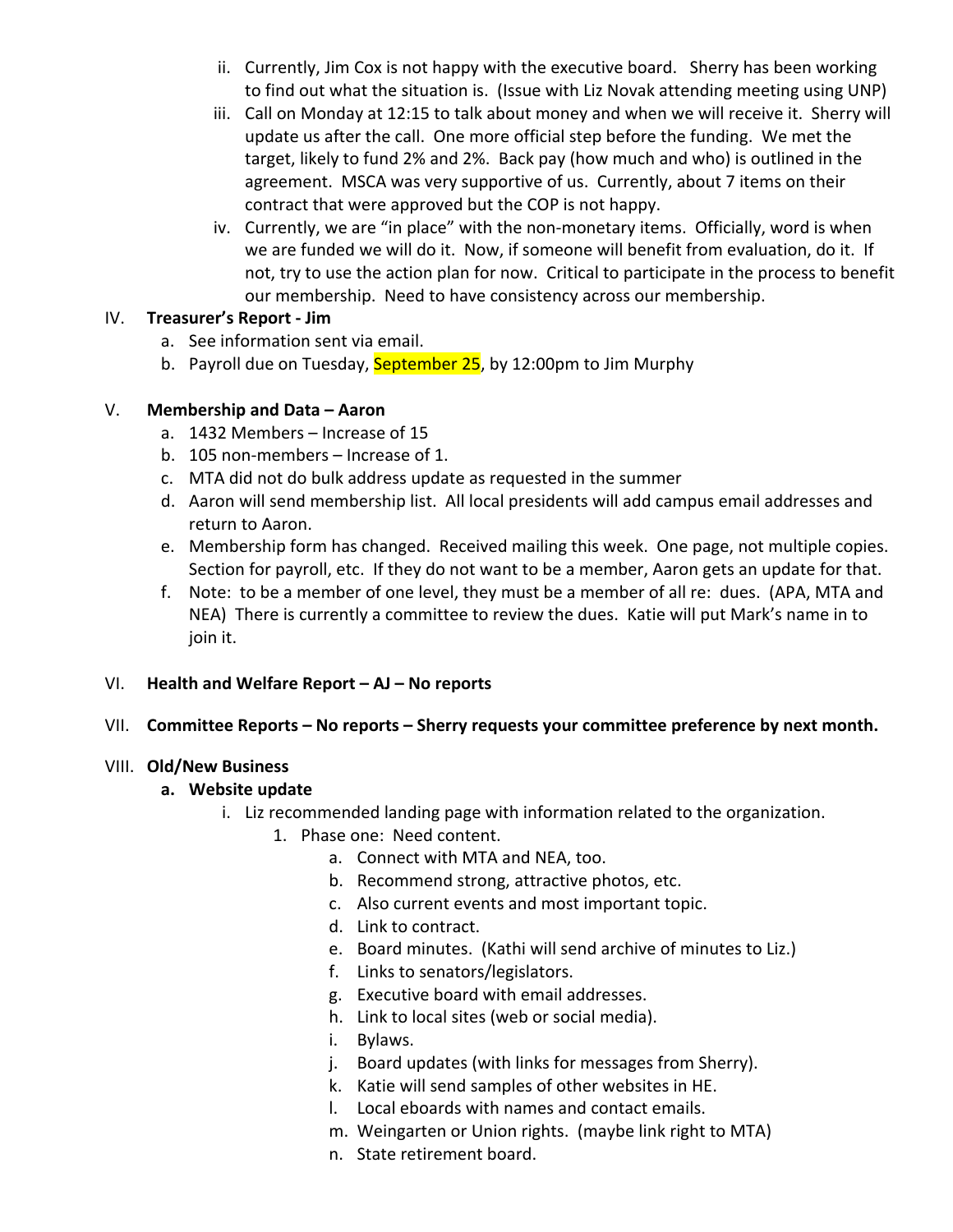ii. Currently, Jim Cox is not happy with the executive board. Sherry has been working to find out what the situation is. (Issue with Liz Novak attending meeting using UNP)

iii. Call on Monday at 12:15 to talk about money and when we will receive it. Sherry will update us after the call. One more official step before the funding. We met the target, likely to fund 2% and 2%. Back pay (how much and who) is outlined in the agreement. MSCA was very supportive of us. Currently, about 7 items on their contract that were approved but the COP is not happy.

iv. Currently, we are "in place" with the non-monetary items. Officially, word is when we are funded we will do it. Now, if someone will benefit from evaluation, do it. If not, try to use the action plan for now. Critical to participate in the process to benefit our membership. Need to have consistency across our membership.

IV. **Treasurer's Report - Jim**

a. See information sent via email.

b. Payroll due on Tuesday, September 25, by 12:00pm to Jim Murphy

V. **Membership and Data – Aaron**

a. 1432 Members – Increase of 15

b. 105 non-members – Increase of 1.

c. MTA did not do bulk address update as requested in the summer

d. Aaron will send membership list. All local presidents will add campus email addresses and return to Aaron.

e. Membership form has changed. Received mailing this week. One page, not multiple copies. Section for payroll, etc. If they do not want to be a member, Aaron gets an update for that.

f. Note: to be a member of one level, they must be a member of all re: dues. (APA, MTA and NEA) There is currently a committee to review the dues. Katie will put Mark's name in to join it.

VI. **Health and Welfare Report – AJ – No reports**

VII. **Committee Reports – No reports – Sherry requests your committee preference by next month.**

VIII. **Old/New Business**

**a. Website update**

i. Liz recommended landing page with information related to the organization.

1. Phase one: Need content.

a. Connect with MTA and NEA, too.

b. Recommend strong, attractive photos, etc.

c. Also current events and most important topic.

d. Link to contract.

e. Board minutes. (Kathi will send archive of minutes to Liz.)

f. Links to senators/legislators.

g. Executive board with email addresses.

h. Link to local sites (web or social media).

i. Bylaws.

j. Board updates (with links for messages from Sherry).

k. Katie will send samples of other websites in HE.

l. Local eboards with names and contact emails.

m. Weingarten or Union rights. (maybe link right to MTA)

n. State retirement board.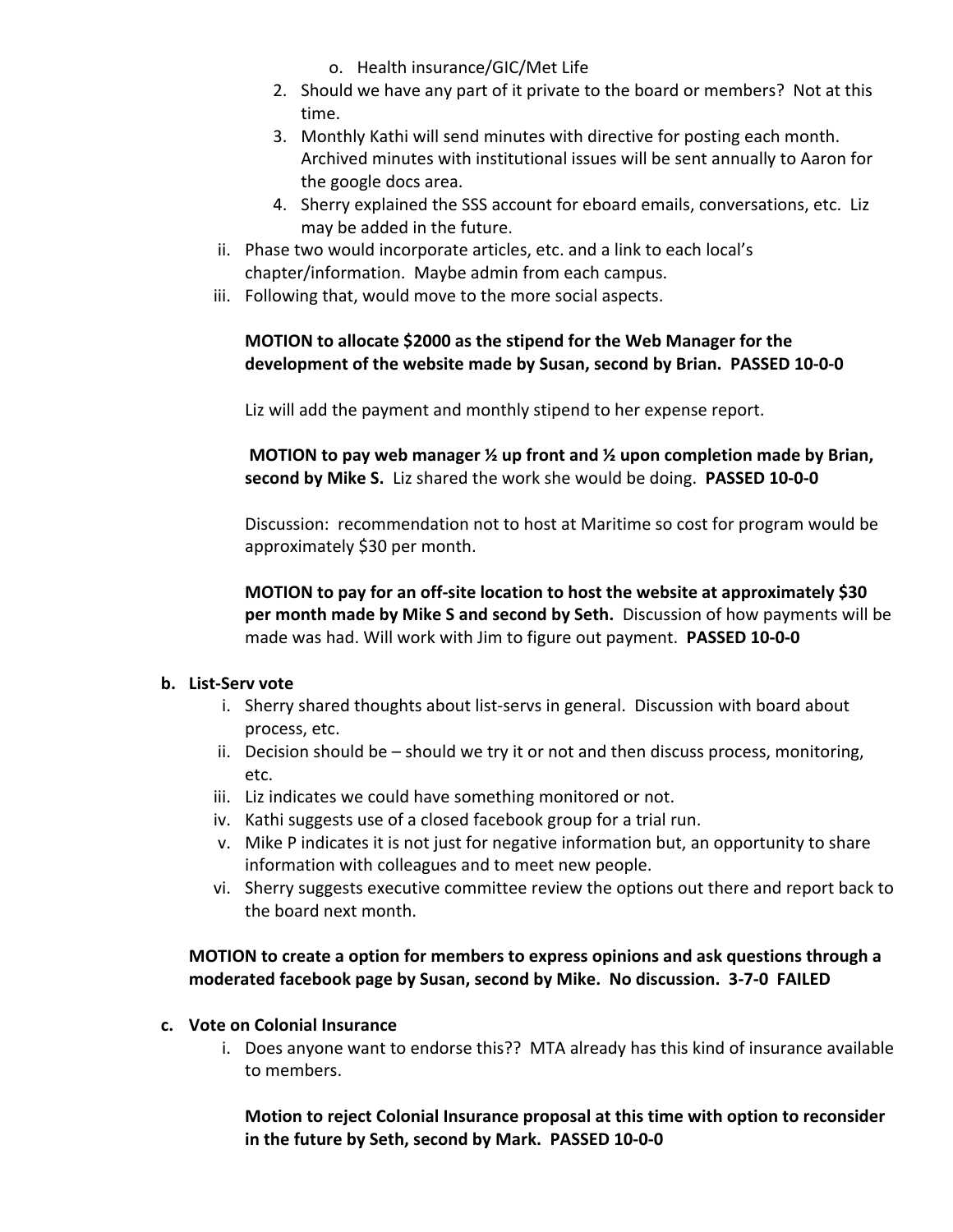o. Health insurance/GIC/Met Life

2. Should we have any part of it private to the board or members? Not at this time.
3. Monthly Kathi will send minutes with directive for posting each month. Archived minutes with institutional issues will be sent annually to Aaron for the google docs area.
4. Sherry explained the SSS account for eboard emails, conversations, etc. Liz may be added in the future.

ii. Phase two would incorporate articles, etc. and a link to each local's chapter/information. Maybe admin from each campus.

iii. Following that, would move to the more social aspects.

**MOTION to allocate $2000 as the stipend for the Web Manager for the development of the website made by Susan, second by Brian. PASSED 10-0-0**

Liz will add the payment and monthly stipend to her expense report.

**MOTION to pay web manager ½ up front and ½ upon completion made by Brian, second by Mike S.** Liz shared the work she would be doing. **PASSED 10-0-0**

Discussion: recommendation not to host at Maritime so cost for program would be approximately $30 per month.

**MOTION to pay for an off-site location to host the website at approximately $30 per month made by Mike S and second by Seth.** Discussion of how payments will be made was had. Will work with Jim to figure out payment. **PASSED 10-0-0**

**b. List-Serv vote**

i. Sherry shared thoughts about list-servs in general. Discussion with board about process, etc.
ii. Decision should be – should we try it or not and then discuss process, monitoring, etc.
iii. Liz indicates we could have something monitored or not.
iv. Kathi suggests use of a closed facebook group for a trial run.
v. Mike P indicates it is not just for negative information but, an opportunity to share information with colleagues and to meet new people.
vi. Sherry suggests executive committee review the options out there and report back to the board next month.

**MOTION to create a option for members to express opinions and ask questions through a moderated facebook page by Susan, second by Mike. No discussion. 3-7-0 FAILED**

**c. Vote on Colonial Insurance**

i. Does anyone want to endorse this?? MTA already has this kind of insurance available to members.

**Motion to reject Colonial Insurance proposal at this time with option to reconsider in the future by Seth, second by Mark. PASSED 10-0-0**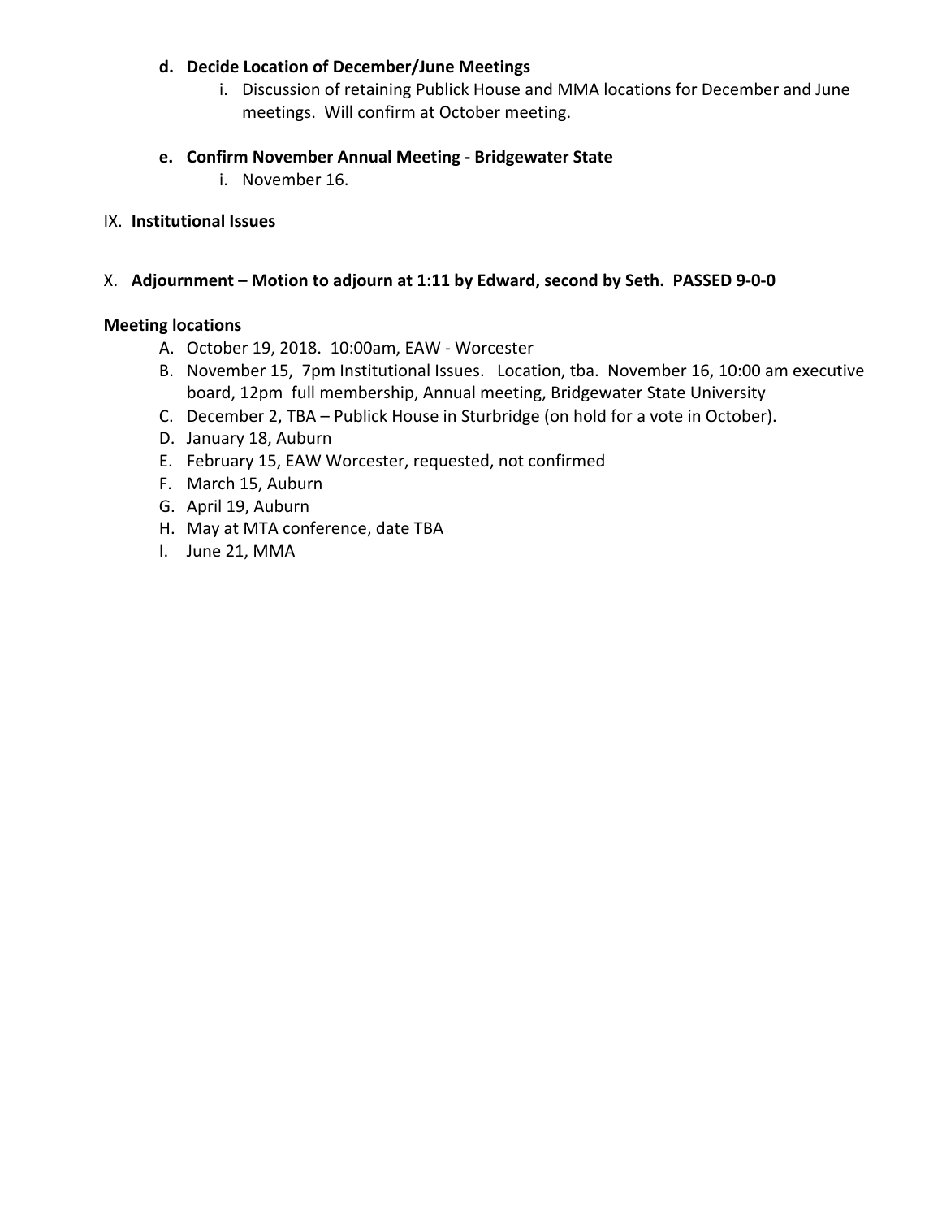- **d. Decide Location of December/June Meetings**
    - i. Discussion of retaining Publick House and MMA locations for December and June meetings. Will confirm at October meeting.

- **e. Confirm November Annual Meeting - Bridgewater State**
    - i. November 16.

IX. **Institutional Issues**

X. **Adjournment – Motion to adjourn at 1:11 by Edward, second by Seth. PASSED 9-0-0**

**Meeting locations**

- A. October 19, 2018. 10:00am, EAW - Worcester
- B. November 15, 7pm Institutional Issues. Location, tba. November 16, 10:00 am executive board, 12pm full membership, Annual meeting, Bridgewater State University
- C. December 2, TBA – Publick House in Sturbridge (on hold for a vote in October).
- D. January 18, Auburn
- E. February 15, EAW Worcester, requested, not confirmed
- F. March 15, Auburn
- G. April 19, Auburn
- H. May at MTA conference, date TBA
- I. June 21, MMA